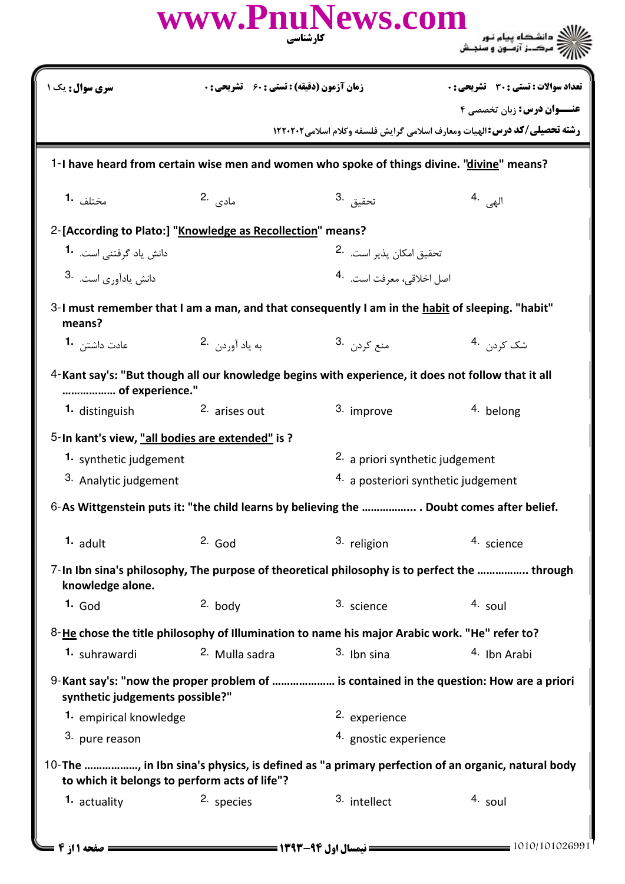**www.PnuNews.com**

کارشناسی

دانشگاه پیام نور
مرکز آزمون و سنجش

| سری سوال: یک ۱ | زمان آزمون (دقیقه) : تستی : ۶۰ تشریحی : ۰ | تعداد سوالات : تستی : ۳۰ تشریحی : ۰ |
|---|---|---|

**عنوان درس:** زبان تخصصی ۴

**رشته تحصیلی/کد درس:** الهیات ومعارف اسلامی گرایش فلسفه وکلام اسلامی۱۲۲۰۲۰۲

1- **I have heard from certain wise men and women who spoke of things divine. "divine" means?**

1. مختلف
2. مادی
3. تحقیق
4. الهی

2- **[According to Plato:] "Knowledge as Recollection" means?**

1. دانش یاد گرفتنی است.
2. تحقیق امکان پذیر است.
3. دانش یادآوری است.
4. اصل اخلاقی، معرفت است.

3- **I must remember that I am a man, and that consequently I am in the habit of sleeping. "habit" means?**

1. عادت داشتن
2. به یاد آوردن
3. منع کردن
4. شک کردن

4- **Kant say's: "But though all our knowledge begins with experience, it does not follow that it all ……………… of experience."**

1. distinguish
2. arises out
3. improve
4. belong

5- **In kant's view, "all bodies are extended" is ?**

1. synthetic judgement
2. a priori synthetic judgement
3. Analytic judgement
4. a posteriori synthetic judgement

6- **As Wittgenstein puts it: "the child learns by believing the …………….. . Doubt comes after belief.**

1. adult
2. God
3. religion
4. science

7- **In Ibn sina's philosophy, The purpose of theoretical philosophy is to perfect the ……………. through knowledge alone.**

1. God
2. body
3. science
4. soul

8- **He chose the title philosophy of Illumination to name his major Arabic work. "He" refer to?**

1. suhrawardi
2. Mulla sadra
3. Ibn sina
4. Ibn Arabi

9- **Kant say's: "now the proper problem of ………………… is contained in the question: How are a priori synthetic judgements possible?"**

1. empirical knowledge
2. experience
3. pure reason
4. gnostic experience

10- **The ………………, in Ibn sina's physics, is defined as "a primary perfection of an organic, natural body to which it belongs to perform acts of life"?**

1. actuality
2. species
3. intellect
4. soul

نیمسال اول ۹۴-۱۳۹۳

1010/101026991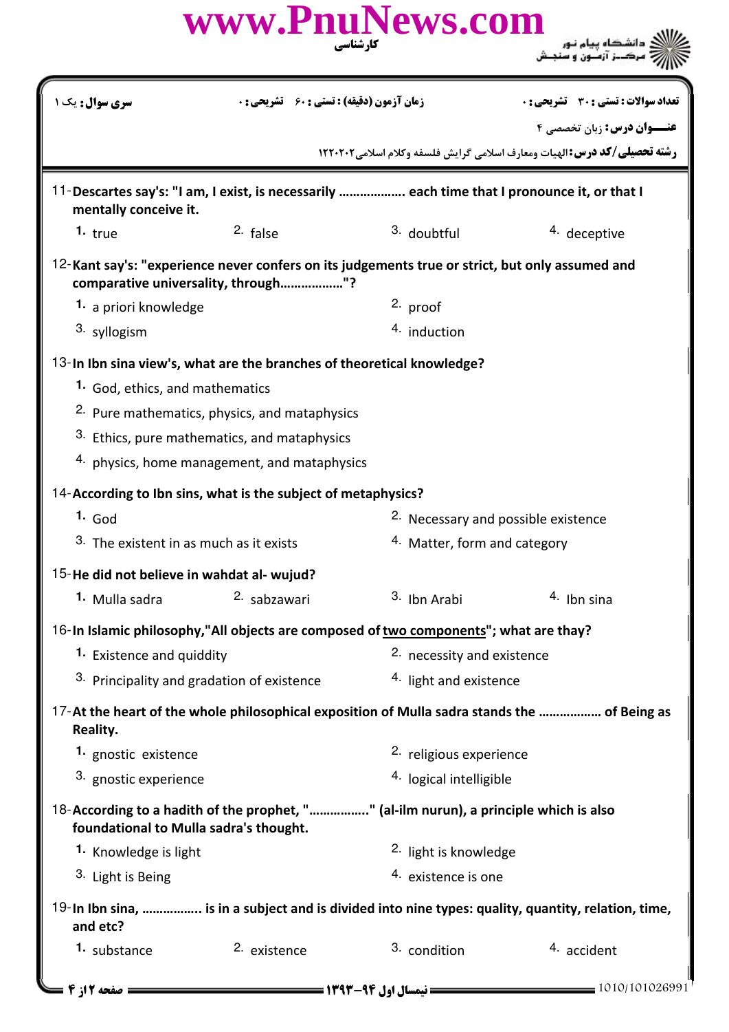| سری سوال: یک ۱ | زمان آزمون (دقیقه) : تستی : ۶۰ تشریحی : ۰ | تعداد سوالات : تستی : ۳۰ تشریحی : ۰ |
|---|---|---|

**عنـــوان درس:** زبان تخصصی ۴

**رشته تحصیلی/کد درس:** الهیات ومعارف اسلامی گرایش فلسفه وکلام اسلامی۱۲۲۰۲۰۲

11- **Descartes say's: "I am, I exist, is necessarily ………………. each time that I pronounce it, or that I mentally conceive it.**

1. true
2. false
3. doubtful
4. deceptive

12- **Kant say's: "experience never confers on its judgements true or strict, but only assumed and comparative universality, through………………"?**

1. a priori knowledge
2. proof
3. syllogism
4. induction

13- **In Ibn sina view's, what are the branches of theoretical knowledge?**

1. God, ethics, and mathematics
2. Pure mathematics, physics, and mataphysics
3. Ethics, pure mathematics, and mataphysics
4. physics, home management, and mataphysics

14- **According to Ibn sins, what is the subject of metaphysics?**

1. God
2. Necessary and possible existence
3. The existent in as much as it exists
4. Matter, form and category

15- **He did not believe in wahdat al- wujud?**

1. Mulla sadra
2. sabzawari
3. Ibn Arabi
4. Ibn sina

16- **In Islamic philosophy,"All objects are composed of two components"; what are thay?**

1. Existence and quiddity
2. necessity and existence
3. Principality and gradation of existence
4. light and existence

17- **At the heart of the whole philosophical exposition of Mulla sadra stands the ……………… of Being as Reality.**

1. gnostic existence
2. religious experience
3. gnostic experience
4. logical intelligible

18- **According to a hadith of the prophet, "……………..'' (al-ilm nurun), a principle which is also foundational to Mulla sadra's thought.**

1. Knowledge is light
2. light is knowledge
3. Light is Being
4. existence is one

19- **In Ibn sina, …………….. is in a subject and is divided into nine types: quality, quantity, relation, time, and etc?**

1. substance
2. existence
3. condition
4. accident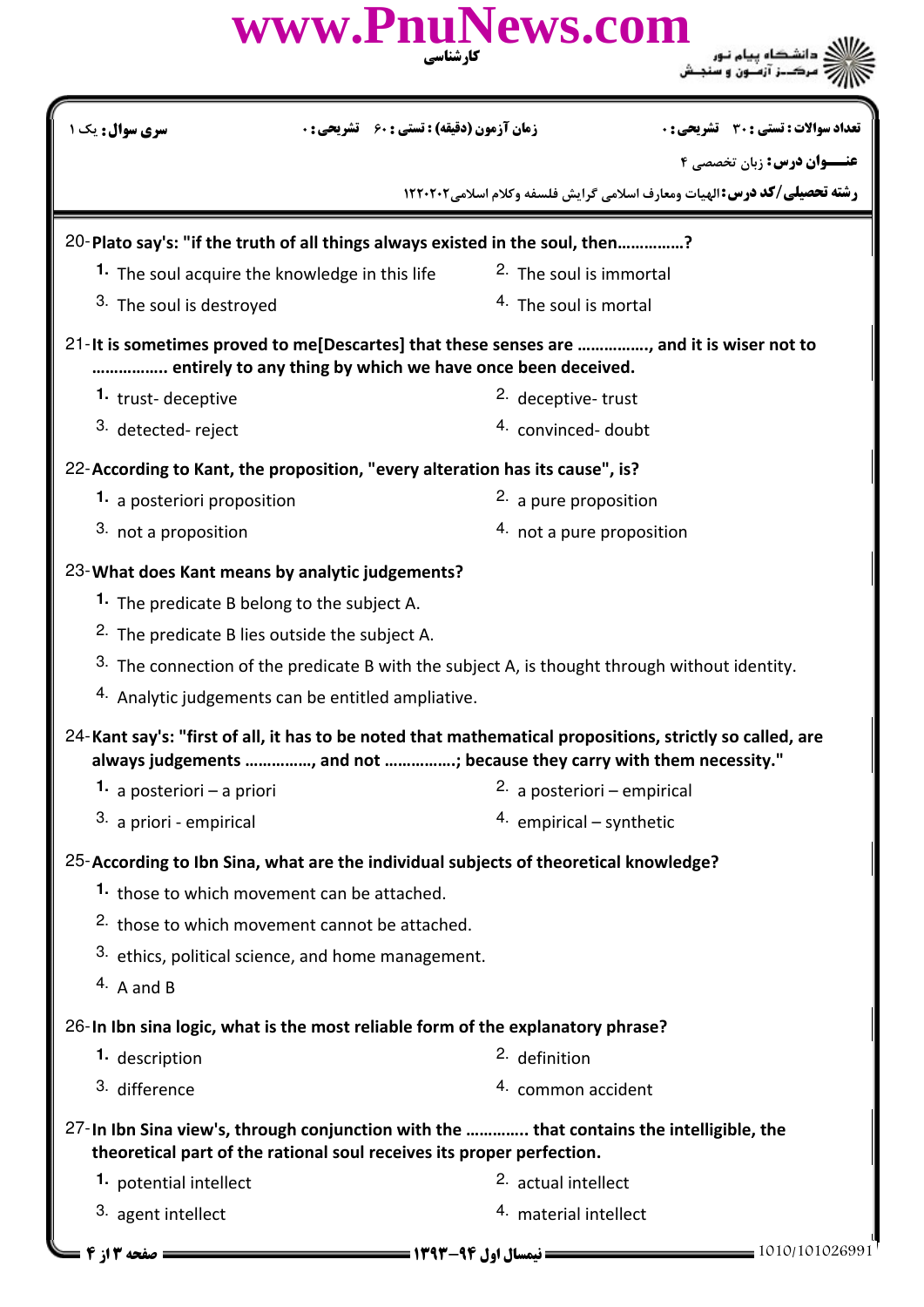**سری سوال:** یک ۱ | **زمان آزمون (دقیقه) : تستی :** ۶۰ **تشریحی :** ۰ | **تعداد سوالات : تستی :** ۳۰ **تشریحی :** ۰

**عنـــوان درس:** زبان تخصصی ۴

**رشته تحصیلی/کد درس:** الهیات ومعارف اسلامی گرایش فلسفه وکلام اسلامی۱۲۲۰۲۰۲

20-**Plato say's: "if the truth of all things always existed in the soul, then……………?**

1. The soul acquire the knowledge in this life
2. The soul is immortal
3. The soul is destroyed
4. The soul is mortal

21-**It is sometimes proved to me[Descartes] that these senses are ……………., and it is wiser not to ……………. entirely to any thing by which we have once been deceived.**

1. trust- deceptive
2. deceptive- trust
3. detected- reject
4. convinced- doubt

22-**According to Kant, the proposition, "every alteration has its cause", is?**

1. a posteriori proposition
2. a pure proposition
3. not a proposition
4. not a pure proposition

23-**What does Kant means by analytic judgements?**

1. The predicate B belong to the subject A.
2. The predicate B lies outside the subject A.
3. The connection of the predicate B with the subject A, is thought through without identity.
4. Analytic judgements can be entitled ampliative.

24-**Kant say's: "first of all, it has to be noted that mathematical propositions, strictly so called, are always judgements ……………, and not …………….; because they carry with them necessity."**

1. a posteriori – a priori
2. a posteriori – empirical
3. a priori - empirical
4. empirical – synthetic

25-**According to Ibn Sina, what are the individual subjects of theoretical knowledge?**

1. those to which movement can be attached.
2. those to which movement cannot be attached.
3. ethics, political science, and home management.
4. A and B

26-**In Ibn sina logic, what is the most reliable form of the explanatory phrase?**

1. description
2. definition
3. difference
4. common accident

27-**In Ibn Sina view's, through conjunction with the …………. that contains the intelligible, the theoretical part of the rational soul receives its proper perfection.**

1. potential intellect
2. actual intellect
3. agent intellect
4. material intellect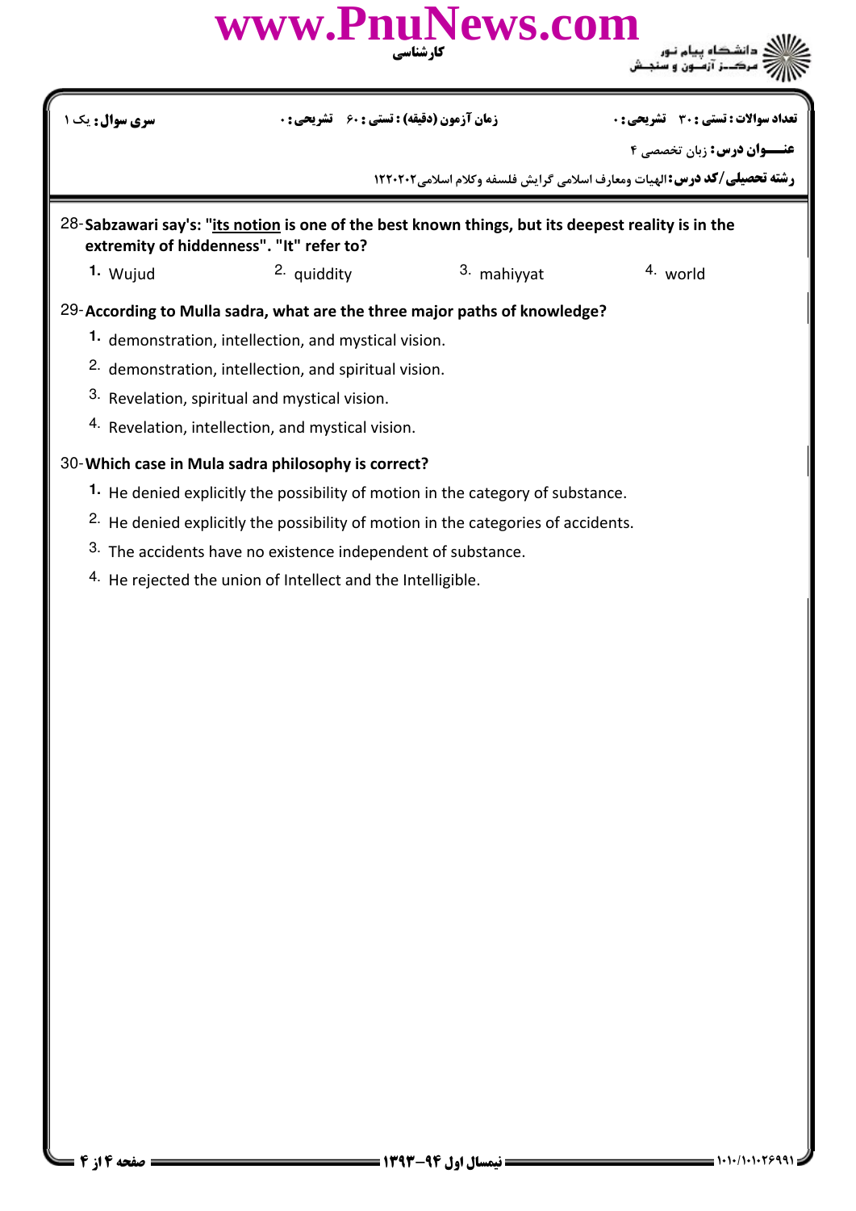**سری سوال:** یک ۱ | **زمان آزمون (دقیقه) : تستی :** ۶۰ **تشریحی :** ۰ | **تعداد سوالات : تستی :** ۳۰ **تشریحی :** ۰

**عنـــوان درس:** زبان تخصصی ۴

**رشته تحصیلی/کد درس:** الهیات ومعارف اسلامی گرایش فلسفه وکلام اسلامی۱۲۲۰۲۰۲

28- **Sabzawari say's: "its notion is one of the best known things, but its deepest reality is in the extremity of hiddenness". "It" refer to?**

1. Wujud
2. quiddity
3. mahiyyat
4. world

29- **According to Mulla sadra, what are the three major paths of knowledge?**

1. demonstration, intellection, and mystical vision.
2. demonstration, intellection, and spiritual vision.
3. Revelation, spiritual and mystical vision.
4. Revelation, intellection, and mystical vision.

30- **Which case in Mula sadra philosophy is correct?**

1. He denied explicitly the possibility of motion in the category of substance.
2. He denied explicitly the possibility of motion in the categories of accidents.
3. The accidents have no existence independent of substance.
4. He rejected the union of Intellect and the Intelligible.